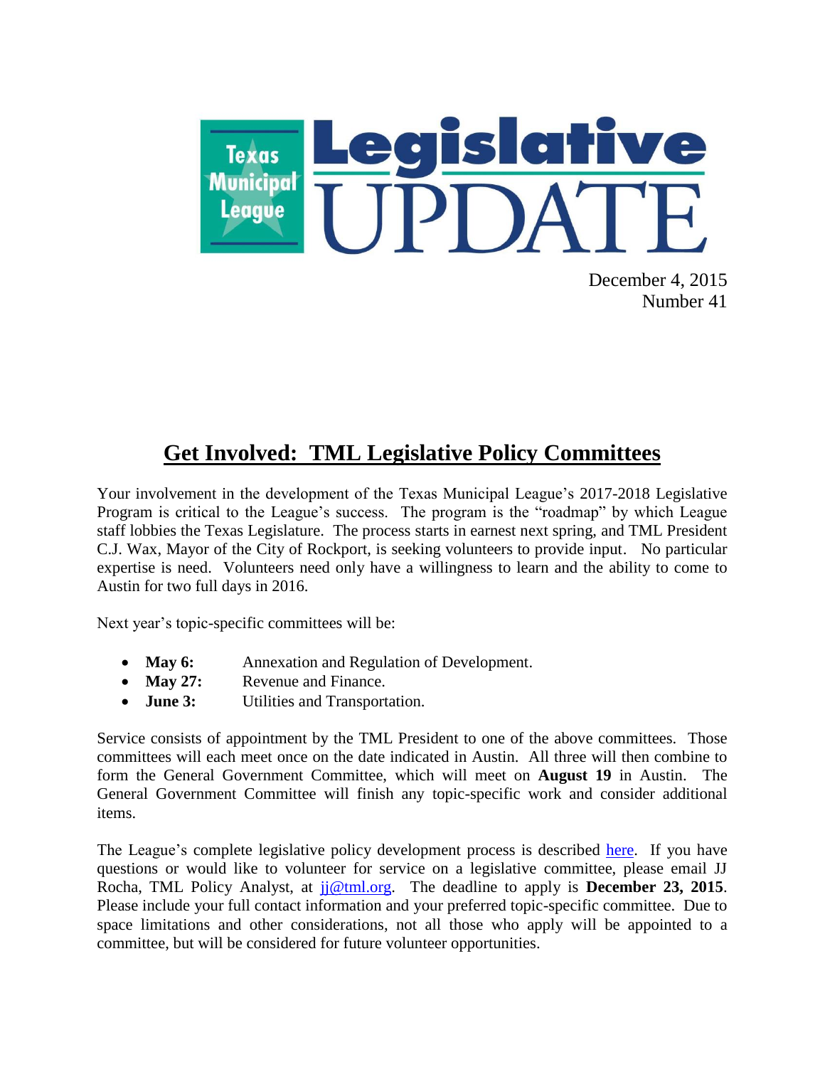# Texas Municipal League Legislative UPDATE

December 4, 2015
Number 41

## Get Involved: TML Legislative Policy Committees

Your involvement in the development of the Texas Municipal League's 2017-2018 Legislative Program is critical to the League's success. The program is the "roadmap" by which League staff lobbies the Texas Legislature. The process starts in earnest next spring, and TML President C.J. Wax, Mayor of the City of Rockport, is seeking volunteers to provide input. No particular expertise is need. Volunteers need only have a willingness to learn and the ability to come to Austin for two full days in 2016.

Next year's topic-specific committees will be:

- **May 6:** Annexation and Regulation of Development.
- **May 27:** Revenue and Finance.
- **June 3:** Utilities and Transportation.

Service consists of appointment by the TML President to one of the above committees. Those committees will each meet once on the date indicated in Austin. All three will then combine to form the General Government Committee, which will meet on **August 19** in Austin. The General Government Committee will finish any topic-specific work and consider additional items.

The League's complete legislative policy development process is described here. If you have questions or would like to volunteer for service on a legislative committee, please email JJ Rocha, TML Policy Analyst, at jj@tml.org. The deadline to apply is **December 23, 2015**. Please include your full contact information and your preferred topic-specific committee. Due to space limitations and other considerations, not all those who apply will be appointed to a committee, but will be considered for future volunteer opportunities.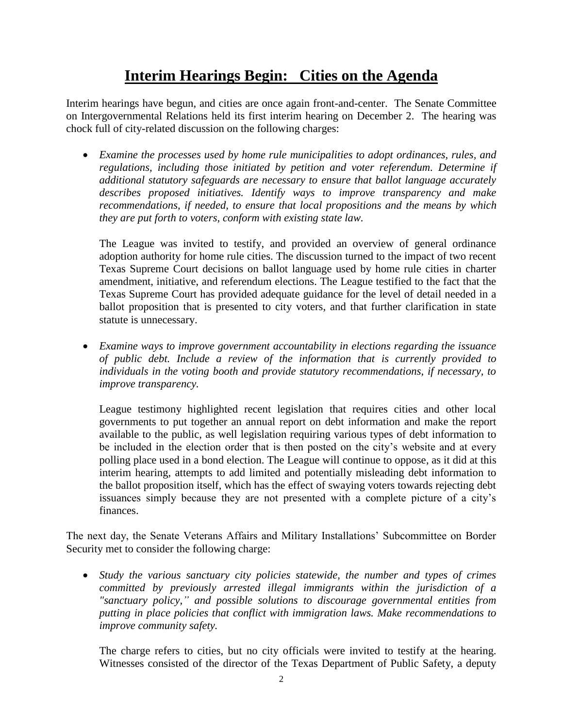# Interim Hearings Begin: Cities on the Agenda

Interim hearings have begun, and cities are once again front-and-center. The Senate Committee on Intergovernmental Relations held its first interim hearing on December 2. The hearing was chock full of city-related discussion on the following charges:

- *Examine the processes used by home rule municipalities to adopt ordinances, rules, and regulations, including those initiated by petition and voter referendum. Determine if additional statutory safeguards are necessary to ensure that ballot language accurately describes proposed initiatives. Identify ways to improve transparency and make recommendations, if needed, to ensure that local propositions and the means by which they are put forth to voters, conform with existing state law.*

  The League was invited to testify, and provided an overview of general ordinance adoption authority for home rule cities. The discussion turned to the impact of two recent Texas Supreme Court decisions on ballot language used by home rule cities in charter amendment, initiative, and referendum elections. The League testified to the fact that the Texas Supreme Court has provided adequate guidance for the level of detail needed in a ballot proposition that is presented to city voters, and that further clarification in state statute is unnecessary.

- *Examine ways to improve government accountability in elections regarding the issuance of public debt. Include a review of the information that is currently provided to individuals in the voting booth and provide statutory recommendations, if necessary, to improve transparency.*

  League testimony highlighted recent legislation that requires cities and other local governments to put together an annual report on debt information and make the report available to the public, as well legislation requiring various types of debt information to be included in the election order that is then posted on the city's website and at every polling place used in a bond election. The League will continue to oppose, as it did at this interim hearing, attempts to add limited and potentially misleading debt information to the ballot proposition itself, which has the effect of swaying voters towards rejecting debt issuances simply because they are not presented with a complete picture of a city's finances.

The next day, the Senate Veterans Affairs and Military Installations' Subcommittee on Border Security met to consider the following charge:

- *Study the various sanctuary city policies statewide, the number and types of crimes committed by previously arrested illegal immigrants within the jurisdiction of a "sanctuary policy," and possible solutions to discourage governmental entities from putting in place policies that conflict with immigration laws. Make recommendations to improve community safety.*

  The charge refers to cities, but no city officials were invited to testify at the hearing. Witnesses consisted of the director of the Texas Department of Public Safety, a deputy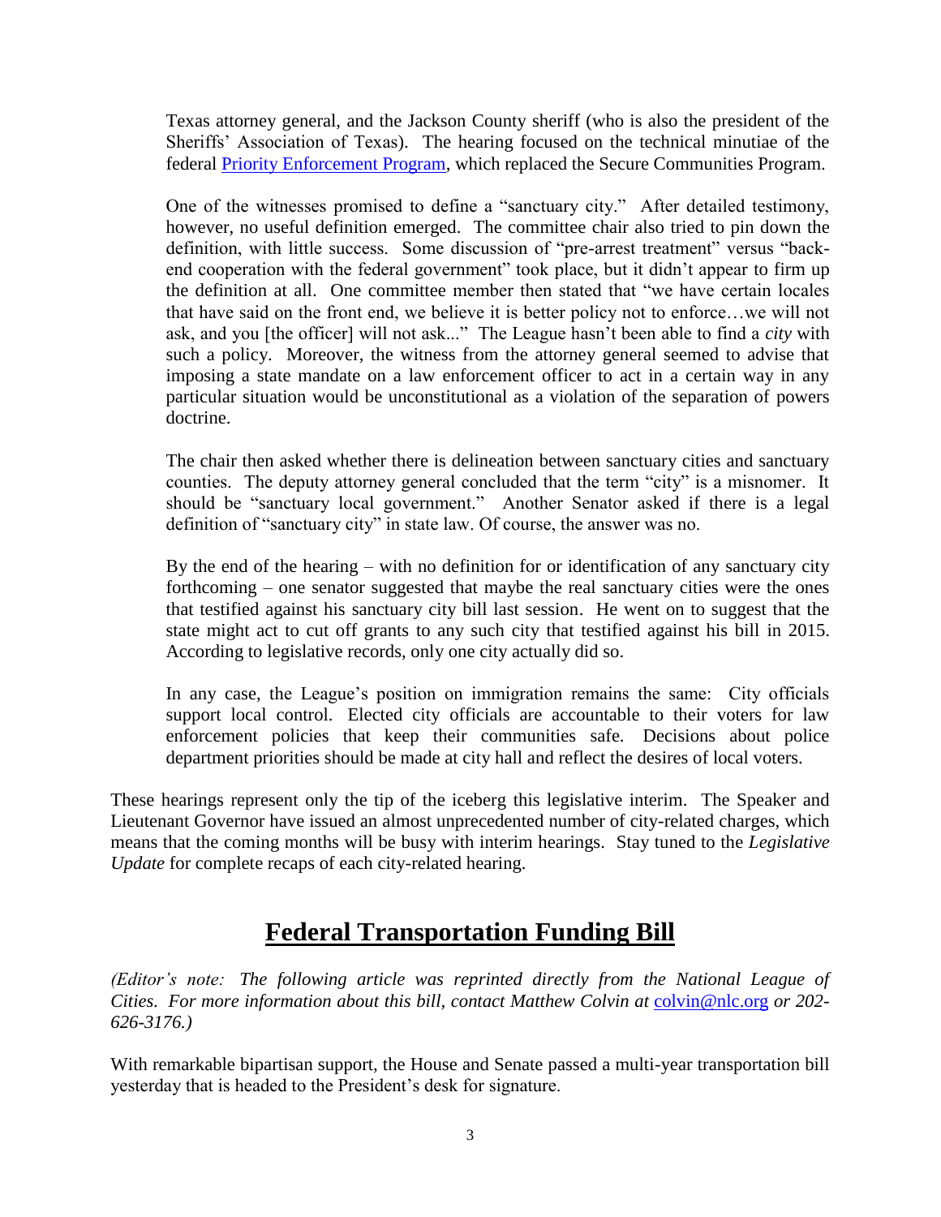Texas attorney general, and the Jackson County sheriff (who is also the president of the Sheriffs' Association of Texas). The hearing focused on the technical minutiae of the federal Priority Enforcement Program, which replaced the Secure Communities Program.

One of the witnesses promised to define a "sanctuary city." After detailed testimony, however, no useful definition emerged. The committee chair also tried to pin down the definition, with little success. Some discussion of "pre-arrest treatment" versus "back-end cooperation with the federal government" took place, but it didn't appear to firm up the definition at all. One committee member then stated that "we have certain locales that have said on the front end, we believe it is better policy not to enforce…we will not ask, and you [the officer] will not ask..." The League hasn't been able to find a *city* with such a policy. Moreover, the witness from the attorney general seemed to advise that imposing a state mandate on a law enforcement officer to act in a certain way in any particular situation would be unconstitutional as a violation of the separation of powers doctrine.

The chair then asked whether there is delineation between sanctuary cities and sanctuary counties. The deputy attorney general concluded that the term "city" is a misnomer. It should be "sanctuary local government." Another Senator asked if there is a legal definition of "sanctuary city" in state law. Of course, the answer was no.

By the end of the hearing – with no definition for or identification of any sanctuary city forthcoming – one senator suggested that maybe the real sanctuary cities were the ones that testified against his sanctuary city bill last session. He went on to suggest that the state might act to cut off grants to any such city that testified against his bill in 2015. According to legislative records, only one city actually did so.

In any case, the League's position on immigration remains the same: City officials support local control. Elected city officials are accountable to their voters for law enforcement policies that keep their communities safe. Decisions about police department priorities should be made at city hall and reflect the desires of local voters.

These hearings represent only the tip of the iceberg this legislative interim. The Speaker and Lieutenant Governor have issued an almost unprecedented number of city-related charges, which means that the coming months will be busy with interim hearings. Stay tuned to the *Legislative Update* for complete recaps of each city-related hearing.

## Federal Transportation Funding Bill

*(Editor's note: The following article was reprinted directly from the National League of Cities. For more information about this bill, contact Matthew Colvin at* colvin@nlc.org *or 202-626-3176.)*

With remarkable bipartisan support, the House and Senate passed a multi-year transportation bill yesterday that is headed to the President's desk for signature.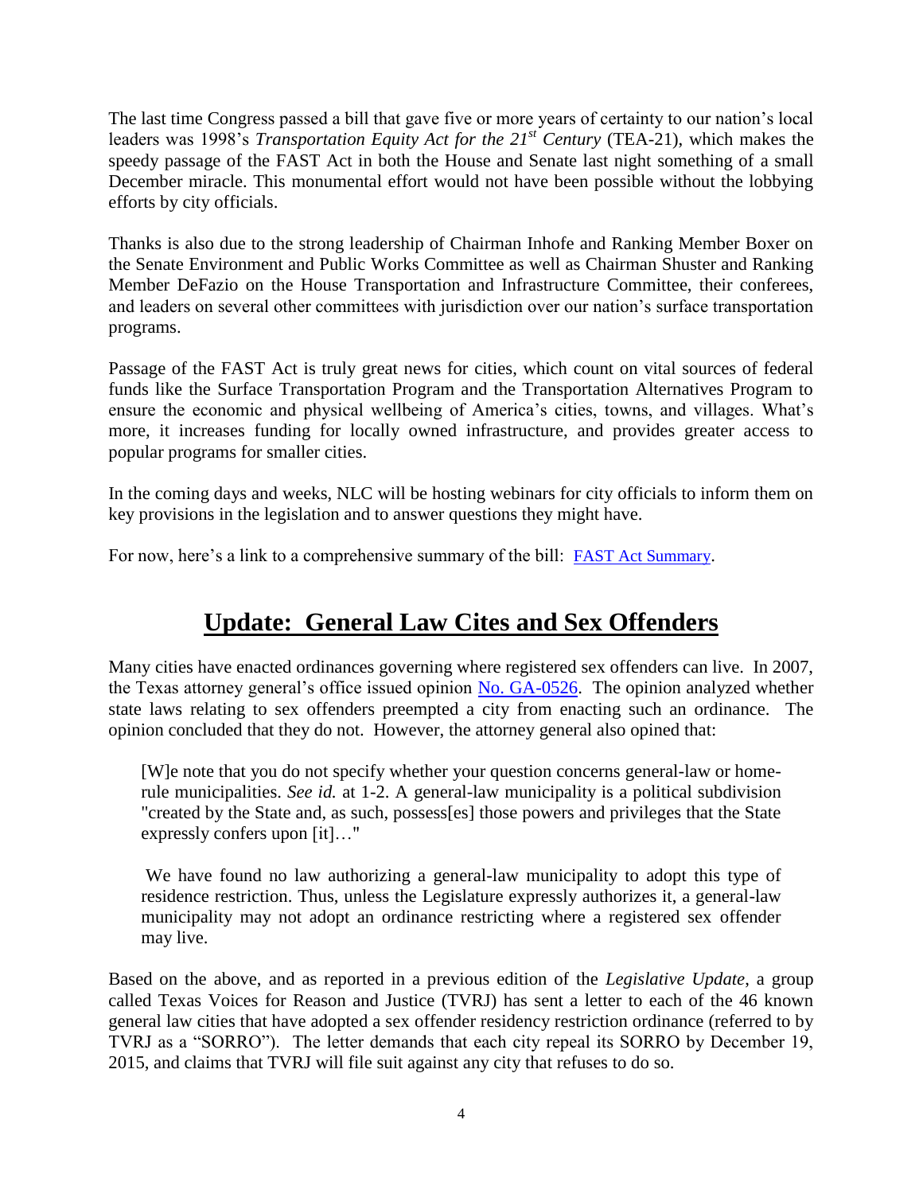The last time Congress passed a bill that gave five or more years of certainty to our nation's local leaders was 1998's *Transportation Equity Act for the 21st Century* (TEA-21), which makes the speedy passage of the FAST Act in both the House and Senate last night something of a small December miracle. This monumental effort would not have been possible without the lobbying efforts by city officials.

Thanks is also due to the strong leadership of Chairman Inhofe and Ranking Member Boxer on the Senate Environment and Public Works Committee as well as Chairman Shuster and Ranking Member DeFazio on the House Transportation and Infrastructure Committee, their conferees, and leaders on several other committees with jurisdiction over our nation's surface transportation programs.

Passage of the FAST Act is truly great news for cities, which count on vital sources of federal funds like the Surface Transportation Program and the Transportation Alternatives Program to ensure the economic and physical wellbeing of America's cities, towns, and villages. What's more, it increases funding for locally owned infrastructure, and provides greater access to popular programs for smaller cities.

In the coming days and weeks, NLC will be hosting webinars for city officials to inform them on key provisions in the legislation and to answer questions they might have.

For now, here's a link to a comprehensive summary of the bill: FAST Act Summary.

## Update: General Law Cites and Sex Offenders

Many cities have enacted ordinances governing where registered sex offenders can live. In 2007, the Texas attorney general's office issued opinion No. GA-0526. The opinion analyzed whether state laws relating to sex offenders preempted a city from enacting such an ordinance. The opinion concluded that they do not. However, the attorney general also opined that:

> [W]e note that you do not specify whether your question concerns general-law or home-rule municipalities. *See id.* at 1-2. A general-law municipality is a political subdivision "created by the State and, as such, possess[es] those powers and privileges that the State expressly confers upon [it]…"
>
> We have found no law authorizing a general-law municipality to adopt this type of residence restriction. Thus, unless the Legislature expressly authorizes it, a general-law municipality may not adopt an ordinance restricting where a registered sex offender may live.

Based on the above, and as reported in a previous edition of the *Legislative Update*, a group called Texas Voices for Reason and Justice (TVRJ) has sent a letter to each of the 46 known general law cities that have adopted a sex offender residency restriction ordinance (referred to by TVRJ as a "SORRO"). The letter demands that each city repeal its SORRO by December 19, 2015, and claims that TVRJ will file suit against any city that refuses to do so.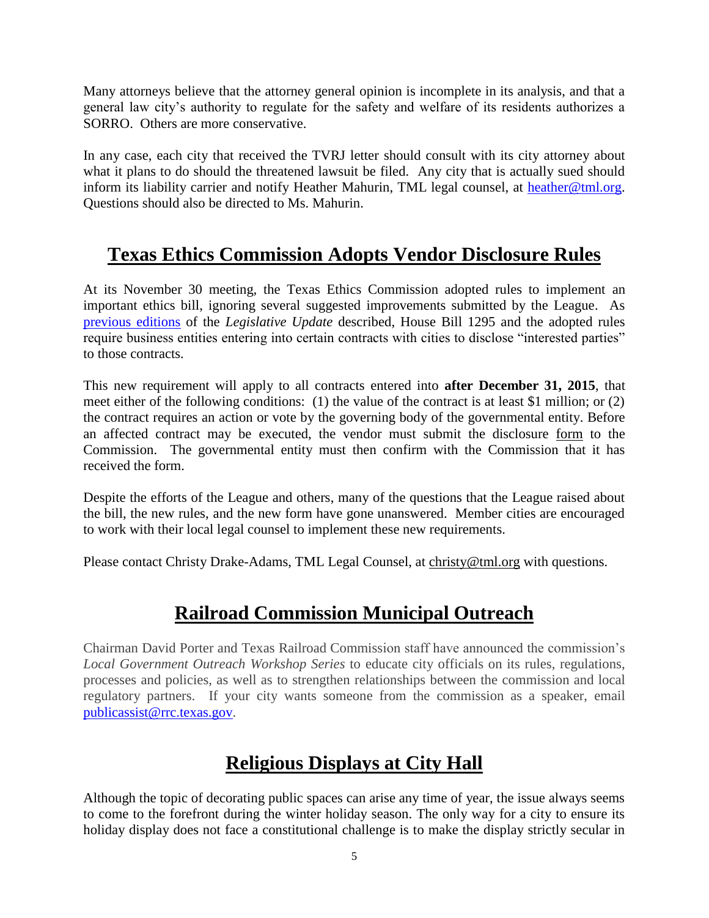Many attorneys believe that the attorney general opinion is incomplete in its analysis, and that a general law city's authority to regulate for the safety and welfare of its residents authorizes a SORRO. Others are more conservative.

In any case, each city that received the TVRJ letter should consult with its city attorney about what it plans to do should the threatened lawsuit be filed. Any city that is actually sued should inform its liability carrier and notify Heather Mahurin, TML legal counsel, at heather@tml.org. Questions should also be directed to Ms. Mahurin.

## Texas Ethics Commission Adopts Vendor Disclosure Rules

At its November 30 meeting, the Texas Ethics Commission adopted rules to implement an important ethics bill, ignoring several suggested improvements submitted by the League. As previous editions of the *Legislative Update* described, House Bill 1295 and the adopted rules require business entities entering into certain contracts with cities to disclose "interested parties" to those contracts.

This new requirement will apply to all contracts entered into **after December 31, 2015**, that meet either of the following conditions: (1) the value of the contract is at least $1 million; or (2) the contract requires an action or vote by the governing body of the governmental entity. Before an affected contract may be executed, the vendor must submit the disclosure form to the Commission. The governmental entity must then confirm with the Commission that it has received the form.

Despite the efforts of the League and others, many of the questions that the League raised about the bill, the new rules, and the new form have gone unanswered. Member cities are encouraged to work with their local legal counsel to implement these new requirements.

Please contact Christy Drake-Adams, TML Legal Counsel, at christy@tml.org with questions.

## Railroad Commission Municipal Outreach

Chairman David Porter and Texas Railroad Commission staff have announced the commission's *Local Government Outreach Workshop Series* to educate city officials on its rules, regulations, processes and policies, as well as to strengthen relationships between the commission and local regulatory partners. If your city wants someone from the commission as a speaker, email publicassist@rrc.texas.gov.

## Religious Displays at City Hall

Although the topic of decorating public spaces can arise any time of year, the issue always seems to come to the forefront during the winter holiday season. The only way for a city to ensure its holiday display does not face a constitutional challenge is to make the display strictly secular in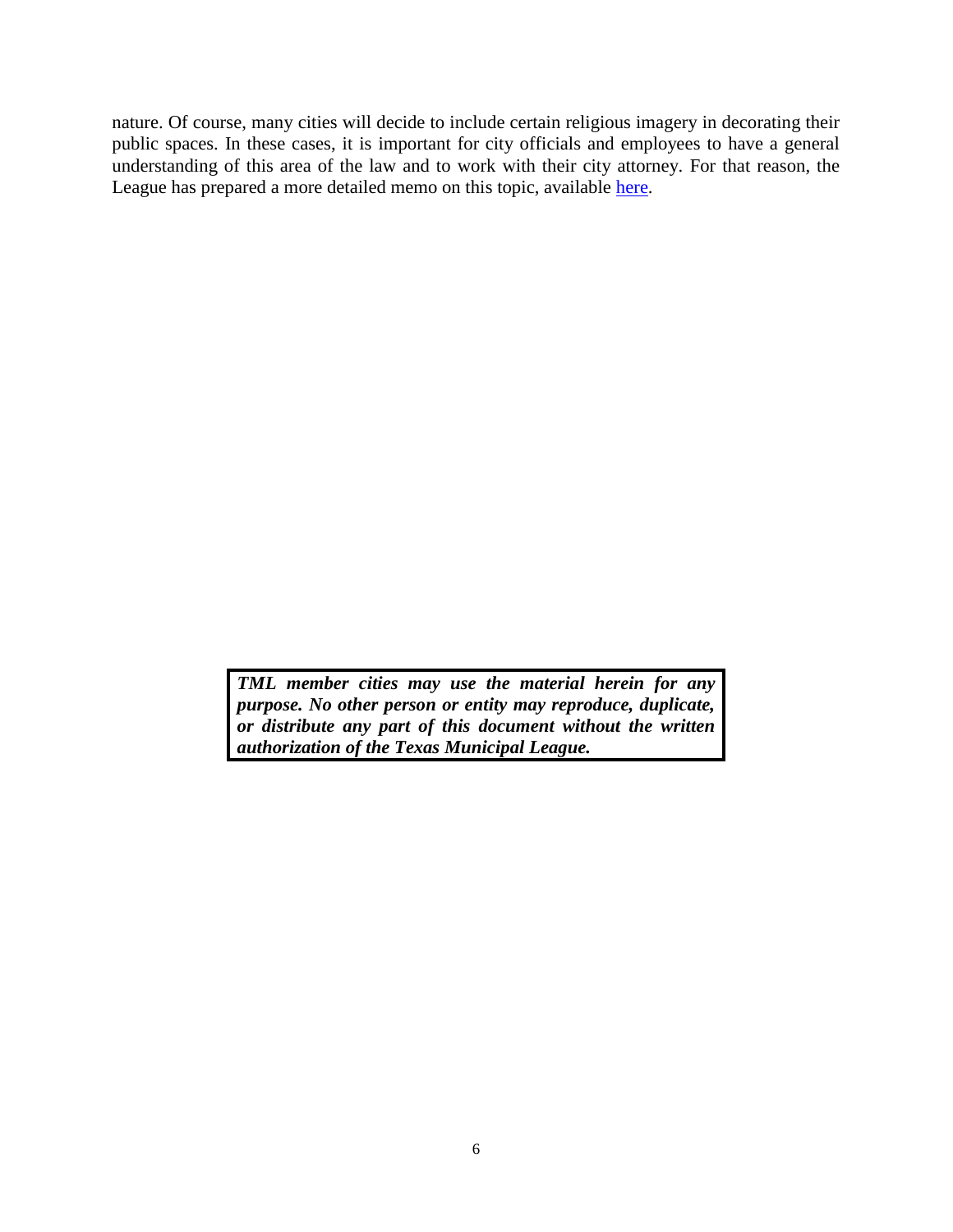nature. Of course, many cities will decide to include certain religious imagery in decorating their public spaces. In these cases, it is important for city officials and employees to have a general understanding of this area of the law and to work with their city attorney. For that reason, the League has prepared a more detailed memo on this topic, available here.

***TML member cities may use the material herein for any purpose. No other person or entity may reproduce, duplicate, or distribute any part of this document without the written authorization of the Texas Municipal League.***